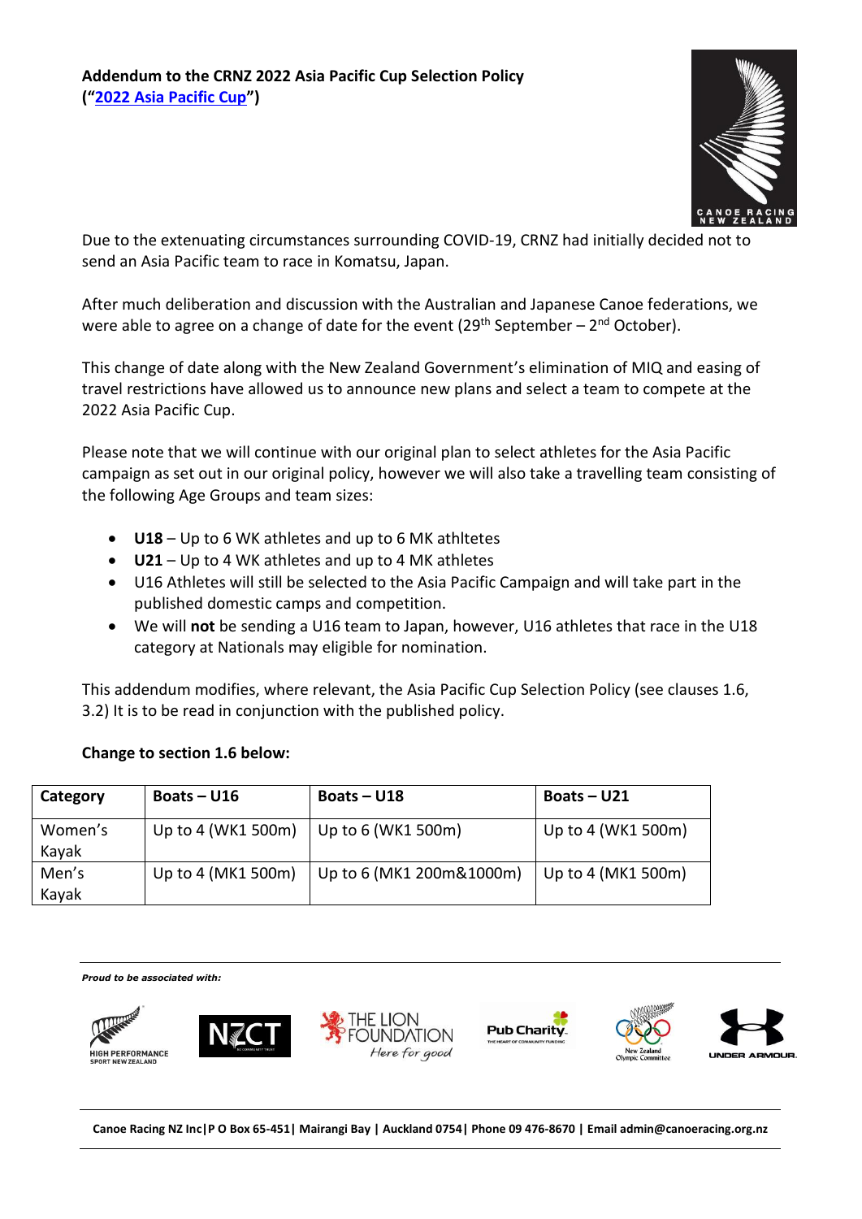**Addendum to the CRNZ 2022 Asia Pacific Cup Selection Policy ("2022 Asia Pacific Cup")**

Due to the extenuating circumstances surrounding COVID-19, CRNZ had initially decided not to send an Asia Pacific team to race in Komatsu, Japan.

After much deliberation and discussion with the Australian and Japanese Canoe federations, we were able to agree on a change of date for the event (29th September – 2nd October).

This change of date along with the New Zealand Government's elimination of MIQ and easing of travel restrictions have allowed us to announce new plans and select a team to compete at the 2022 Asia Pacific Cup.

Please note that we will continue with our original plan to select athletes for the Asia Pacific campaign as set out in our original policy, however we will also take a travelling team consisting of the following Age Groups and team sizes:

- **U18** – Up to 6 WK athletes and up to 6 MK athltetes
- **U21** – Up to 4 WK athletes and up to 4 MK athletes
- U16 Athletes will still be selected to the Asia Pacific Campaign and will take part in the published domestic camps and competition.
- We will **not** be sending a U16 team to Japan, however, U16 athletes that race in the U18 category at Nationals may eligible for nomination.

This addendum modifies, where relevant, the Asia Pacific Cup Selection Policy (see clauses 1.6, 3.2) It is to be read in conjunction with the published policy.

**Change to section 1.6 below:**

| Category | Boats – U16 | Boats – U18 | Boats – U21 |
|---|---|---|---|
| Women's Kayak | Up to 4 (WK1 500m) | Up to 6 (WK1 500m) | Up to 4 (WK1 500m) |
| Men's Kayak | Up to 4 (MK1 500m) | Up to 6 (MK1 200m&1000m) | Up to 4 (MK1 500m) |

*Proud to be associated with:*

Canoe Racing NZ Inc|P O Box 65-451| Mairangi Bay | Auckland 0754| Phone 09 476-8670 | Email admin@canoeracing.org.nz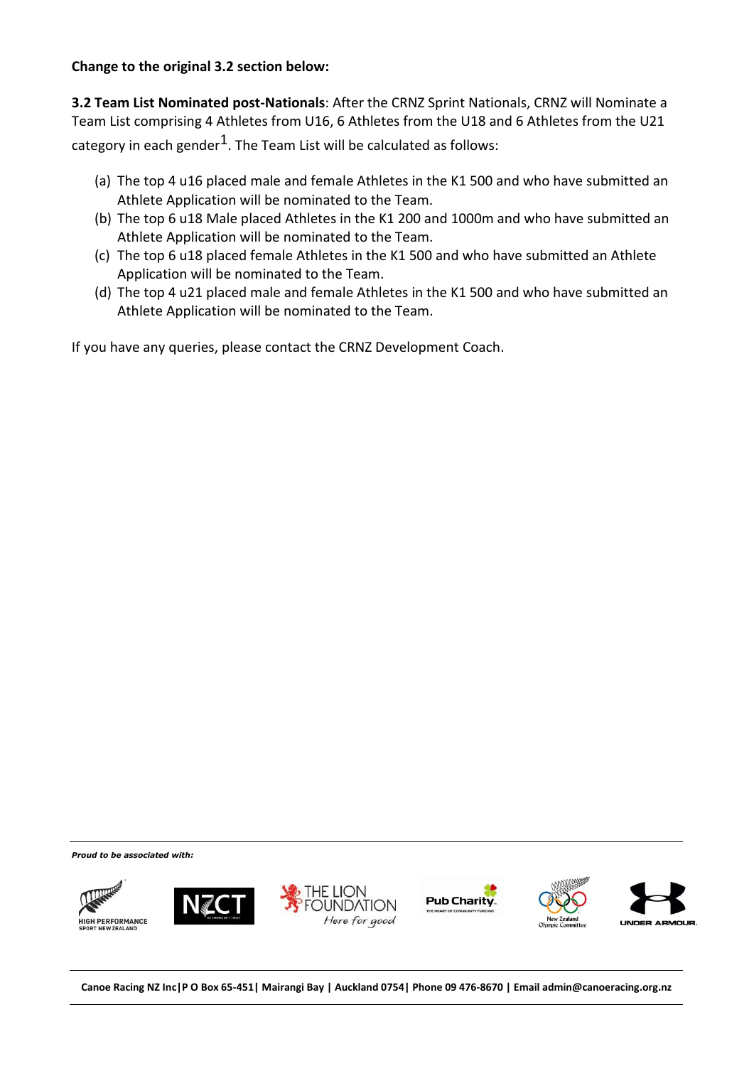**Change to the original 3.2 section below:**

**3.2 Team List Nominated post-Nationals**: After the CRNZ Sprint Nationals, CRNZ will Nominate a Team List comprising 4 Athletes from U16, 6 Athletes from the U18 and 6 Athletes from the U21 category in each gender[1]. The Team List will be calculated as follows:

(a) The top 4 u16 placed male and female Athletes in the K1 500 and who have submitted an Athlete Application will be nominated to the Team.
(b) The top 6 u18 Male placed Athletes in the K1 200 and 1000m and who have submitted an Athlete Application will be nominated to the Team.
(c) The top 6 u18 placed female Athletes in the K1 500 and who have submitted an Athlete Application will be nominated to the Team.
(d) The top 4 u21 placed male and female Athletes in the K1 500 and who have submitted an Athlete Application will be nominated to the Team.

If you have any queries, please contact the CRNZ Development Coach.

***Proud to be associated with:***

HIGH PERFORMANCE SPORT NEW ZEALAND · NZCT · THE LION FOUNDATION Here for good · Pub Charity · New Zealand Olympic Committee · UNDER ARMOUR

**Canoe Racing NZ Inc|P O Box 65-451| Mairangi Bay | Auckland 0754| Phone 09 476-8670 | Email admin@canoeracing.org.nz**